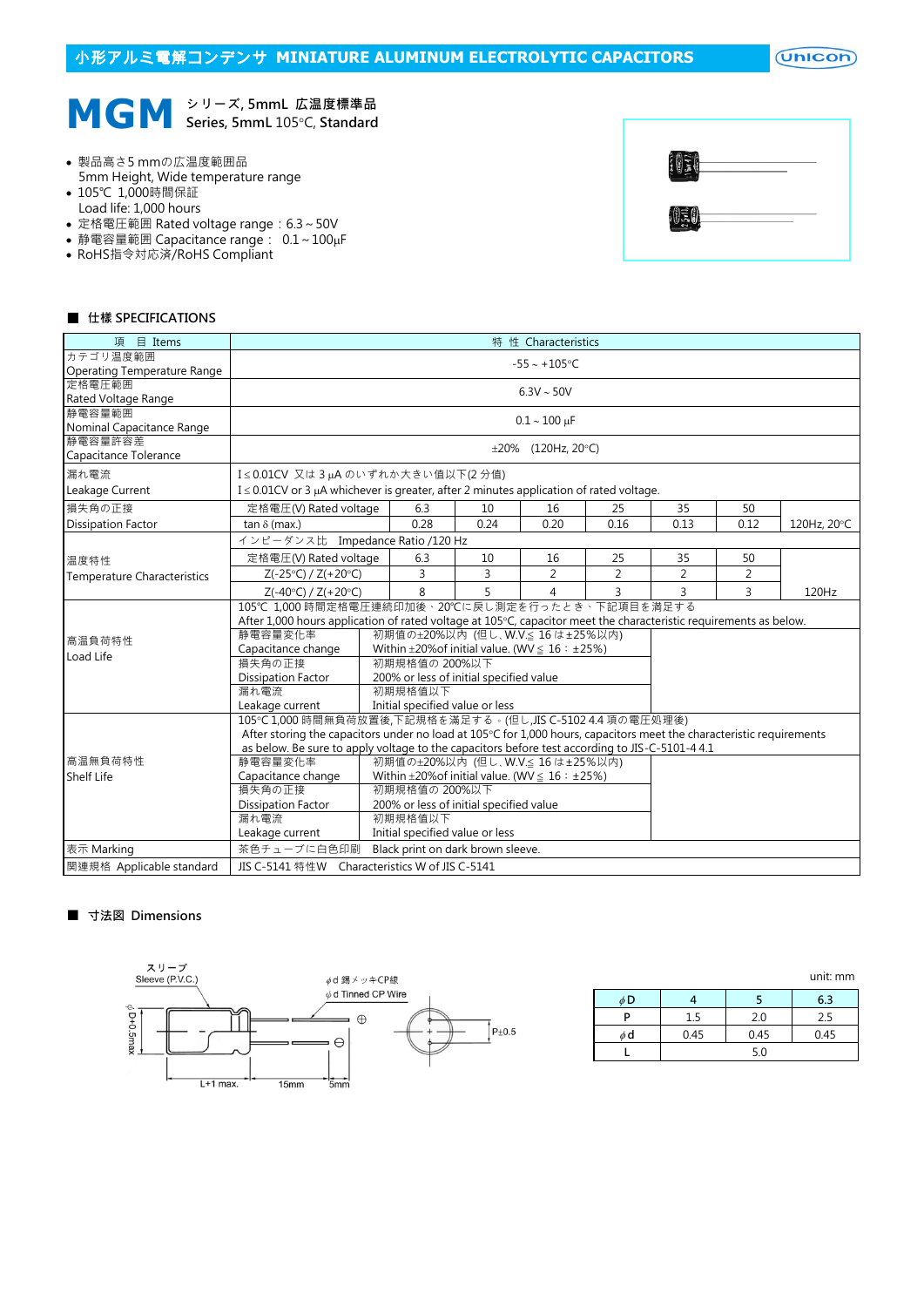# 小形アルミ電解コンデンサ MINIATURE ALUMINUM ELECTROLYTIC CAPACITORS

## MGM シリーズ, 5mmL 広温度標準品
## Series, 5mmL 105°C, Standard

- 製品高さ5 mmの広温度範囲品  
  5mm Height, Wide temperature range
- 105℃ 1,000時間保証  
  Load life: 1,000 hours
- 定格電圧範囲 Rated voltage range：6.3 ~ 50V
- 静電容量範囲 Capacitance range： 0.1 ~ 100μF
- RoHS指令対応済/RoHS Compliant

### ■ 仕様 SPECIFICATIONS

| 項 目 Items | 特 性 Characteristics | | | | | | | |
|---|---|---|---|---|---|---|---|---|
| カテゴリ温度範囲 Operating Temperature Range | -55 ~ +105°C | | | | | | | |
| 定格電圧範囲 Rated Voltage Range | 6.3V ~ 50V | | | | | | | |
| 静電容量範囲 Nominal Capacitance Range | 0.1 ~ 100 μF | | | | | | | |
| 静電容量許容差 Capacitance Tolerance | ±20% (120Hz, 20°C) | | | | | | | |
| 漏れ電流 Leakage Current | I≤0.01CV 又は 3 μA のいずれか大きい値以下(2 分值) I≤0.01CV or 3 μA whichever is greater, after 2 minutes application of rated voltage. | | | | | | | |
| 損失角の正接 Dissipation Factor | 定格電圧(V) Rated voltage | 6.3 | 10 | 16 | 25 | 35 | 50 | |
| | tan δ (max.) | 0.28 | 0.24 | 0.20 | 0.16 | 0.13 | 0.12 | 120Hz, 20°C |
| 温度特性 Temperature Characteristics | インピーダンス比 Impedance Ratio /120 Hz | | | | | | | |
| | 定格電圧(V) Rated voltage | 6.3 | 10 | 16 | 25 | 35 | 50 | |
| | Z(-25°C) / Z(+20°C) | 3 | 3 | 2 | 2 | 2 | 2 | |
| | Z(-40°C) / Z(+20°C) | 8 | 5 | 4 | 3 | 3 | 3 | 120Hz |
| 高温負荷特性 Load Life | 105°C 1,000 時間定格電圧連続印加後、20℃に戻し測定を行ったとき、下記項目を満足する After 1,000 hours application of rated voltage at 105°C, capacitor meet the characteristic requirements as below. | | | | | | | |
| | 静電容量変化率 Capacitance change | 初期値の±20%以内 (但し、W.V.≤ 16 は±25%以内) Within ±20%of initial value. (WV ≤ 16 : ±25%) | | | | | | |
| | 損失角の正接 Dissipation Factor | 初期規格値の 200%以下 200% or less of initial specified value | | | | | | |
| | 漏れ電流 Leakage current | 初期規格値以下 Initial specified value or less | | | | | | |
| 高温無負荷特性 Shelf Life | 105°C 1,000 時間無負荷放置後,下記規格を満足する。(但し,JIS C-5102 4.4 項の電圧処理後) After storing the capacitors under no load at 105°C for 1,000 hours, capacitors meet the characteristic requirements as below. Be sure to apply voltage to the capacitors before test according to JIS-C-5101-4 4.1 | | | | | | | |
| | 静電容量変化率 Capacitance change | 初期値の±20%以内 (但し、W.V.≤ 16 は±25%以内) Within ±20%of initial value. (WV ≤ 16 : ±25%) | | | | | | |
| | 損失角の正接 Dissipation Factor | 初期規格値の 200%以下 200% or less of initial specified value | | | | | | |
| | 漏れ電流 Leakage current | 初期規格値以下 Initial specified value or less | | | | | | |
| 表示 Marking | 茶色チューブに白色印刷 Black print on dark brown sleeve. | | | | | | | |
| 関連規格 Applicable standard | JIS C-5141 特性W Characteristics W of JIS C-5141 | | | | | | | |

### ■ 寸法図 Dimensions

スリーブ Sleeve (P.V.C.)  
φd 錫メッキCP線 φd Tinned CP Wire  
φD+0.5max  
L+1 max. 15mm 5mm  
P±0.5

unit: mm

| φD | 4 | 5 | 6.3 |
|---|---|---|---|
| P | 1.5 | 2.0 | 2.5 |
| φd | 0.45 | 0.45 | 0.45 |
| L | 5.0 | | |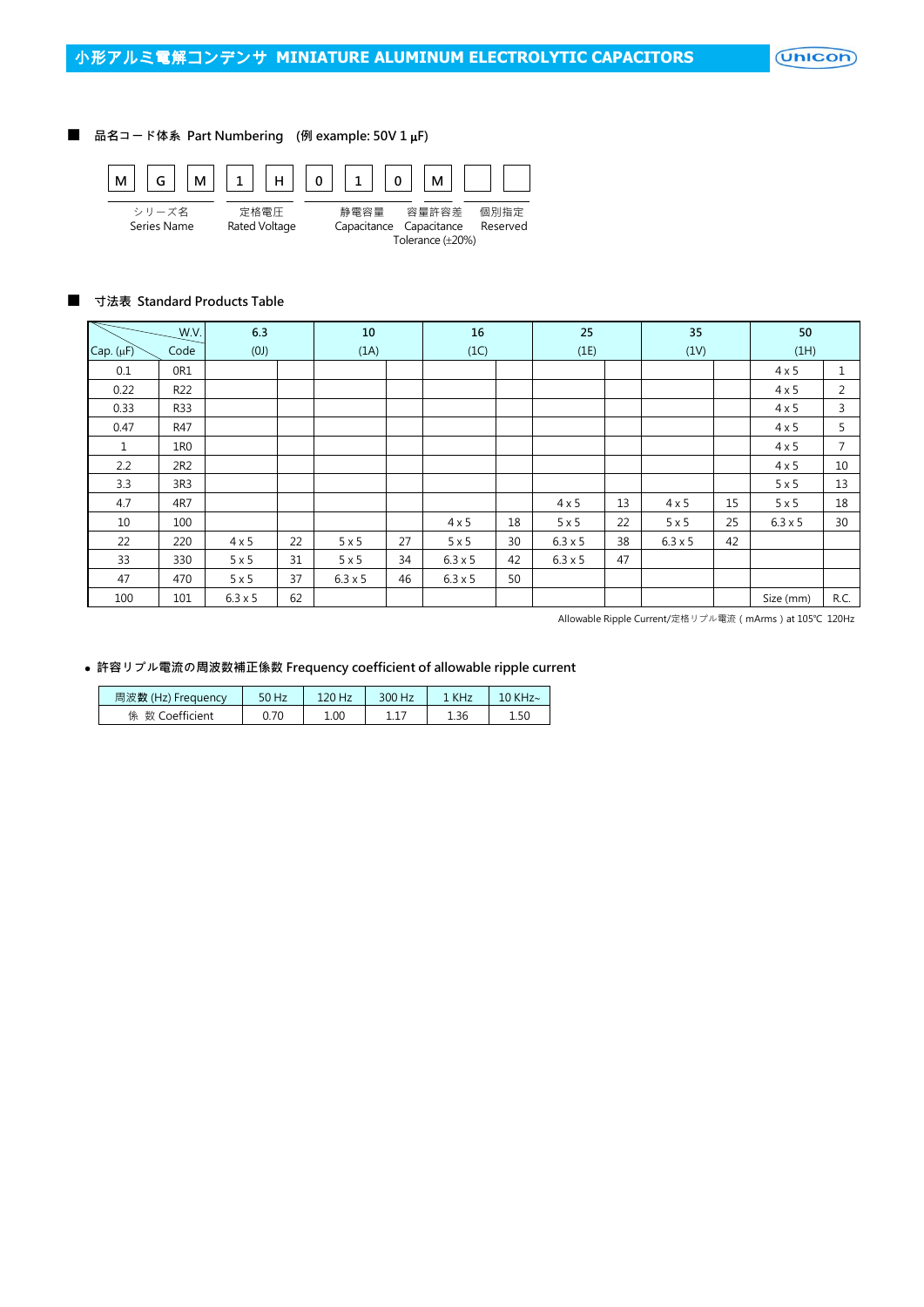# 小形アルミ電解コンデンサ MINIATURE ALUMINUM ELECTROLYTIC CAPACITORS

## ■ 品名コード体系 Part Numbering (例 example: 50V 1 μF)

| M | G | M | 1 | H | 0 | 1 | 0 | M | | |
|---|---|---|---|---|---|---|---|---|---|---|

| シリーズ名 Series Name | 定格電圧 Rated Voltage | 静電容量 Capacitance | 容量許容差 Capacitance Tolerance (±20%) | 個別指定 Reserved |
|---|---|---|---|---|
| MGM | 1H | 010 | M | |

## ■ 寸法表 Standard Products Table

| Cap. (μF) \ W.V. | Code | 6.3 (0J) | | 10 (1A) | | 16 (1C) | | 25 (1E) | | 35 (1V) | | 50 (1H) | |
|---|---|---|---|---|---|---|---|---|---|---|---|---|---|
| 0.1 | 0R1 | | | | | | | | | | | 4 x 5 | 1 |
| 0.22 | R22 | | | | | | | | | | | 4 x 5 | 2 |
| 0.33 | R33 | | | | | | | | | | | 4 x 5 | 3 |
| 0.47 | R47 | | | | | | | | | | | 4 x 5 | 5 |
| 1 | 1R0 | | | | | | | | | | | 4 x 5 | 7 |
| 2.2 | 2R2 | | | | | | | | | | | 4 x 5 | 10 |
| 3.3 | 3R3 | | | | | | | | | | | 5 x 5 | 13 |
| 4.7 | 4R7 | | | | | | | 4 x 5 | 13 | 4 x 5 | 15 | 5 x 5 | 18 |
| 10 | 100 | | | | | 4 x 5 | 18 | 5 x 5 | 22 | 5 x 5 | 25 | 6.3 x 5 | 30 |
| 22 | 220 | 4 x 5 | 22 | 5 x 5 | 27 | 5 x 5 | 30 | 6.3 x 5 | 38 | 6.3 x 5 | 42 | | |
| 33 | 330 | 5 x 5 | 31 | 5 x 5 | 34 | 6.3 x 5 | 42 | 6.3 x 5 | 47 | | | | |
| 47 | 470 | 5 x 5 | 37 | 6.3 x 5 | 46 | 6.3 x 5 | 50 | | | | | | |
| 100 | 101 | 6.3 x 5 | 62 | | | | | | | | | Size (mm) | R.C. |

Allowable Ripple Current/定格リプル電流 ( mArms ) at 105℃ 120Hz

### • 許容リプル電流の周波数補正係数 Frequency coefficient of allowable ripple current

| 周波数 (Hz) Frequency | 50 Hz | 120 Hz | 300 Hz | 1 KHz | 10 KHz~ |
|---|---|---|---|---|---|
| 係 数 Coefficient | 0.70 | 1.00 | 1.17 | 1.36 | 1.50 |